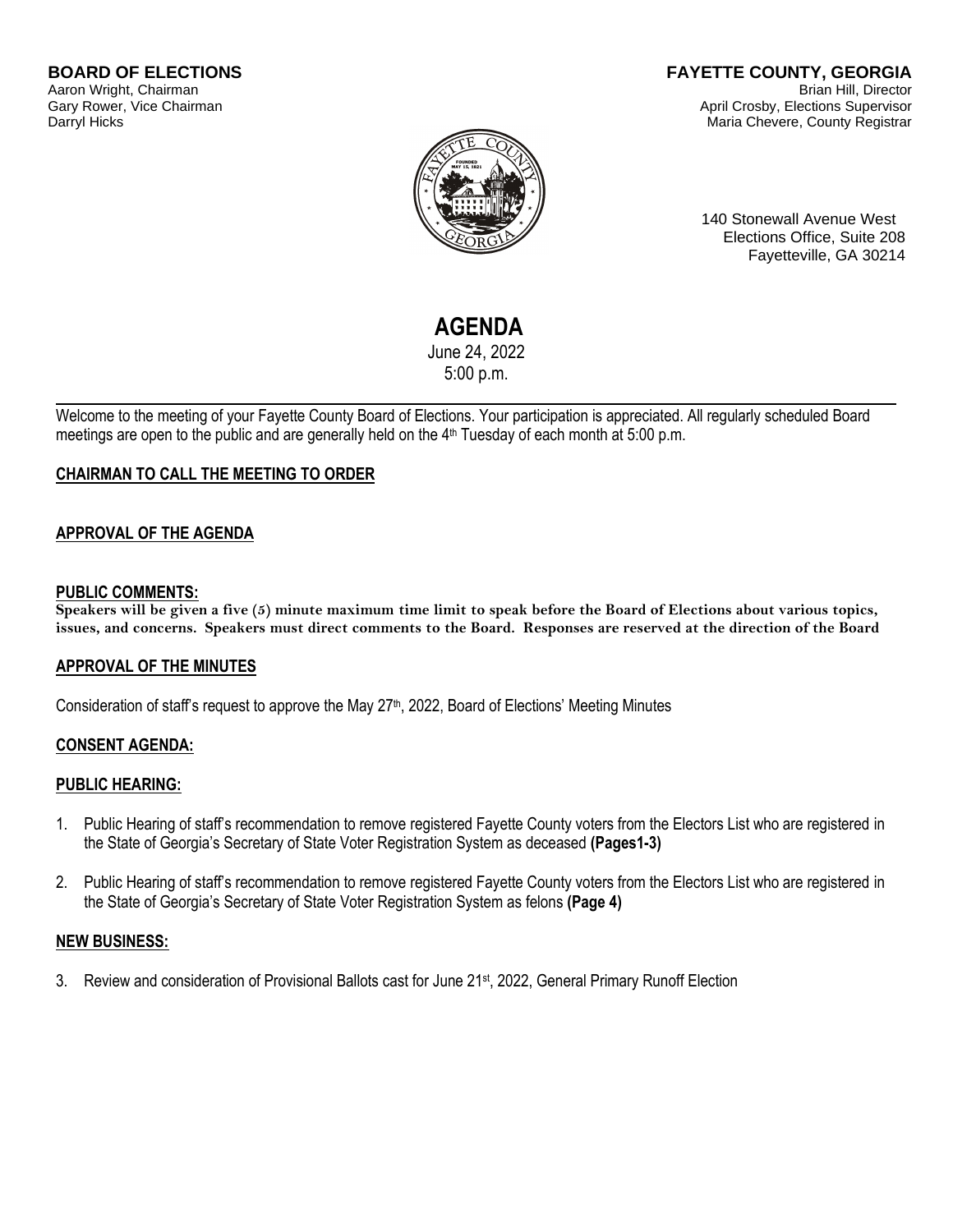**BOARD OF ELECTIONS**
Aaron Wright, Chairman
Gary Rower, Vice Chairman
Darryl Hicks

**FAYETTE COUNTY, GEORGIA**
Brian Hill, Director
April Crosby, Elections Supervisor
Maria Chevere, County Registrar

140 Stonewall Avenue West
Elections Office, Suite 208
Fayetteville, GA 30214

# AGENDA

June 24, 2022
5:00 p.m.

---

Welcome to the meeting of your Fayette County Board of Elections. Your participation is appreciated. All regularly scheduled Board meetings are open to the public and are generally held on the 4th Tuesday of each month at 5:00 p.m.

**CHAIRMAN TO CALL THE MEETING TO ORDER**

**APPROVAL OF THE AGENDA**

**PUBLIC COMMENTS:**

**Speakers will be given a five (5) minute maximum time limit to speak before the Board of Elections about various topics, issues, and concerns. Speakers must direct comments to the Board. Responses are reserved at the direction of the Board**

**APPROVAL OF THE MINUTES**

Consideration of staff's request to approve the May 27th, 2022, Board of Elections' Meeting Minutes

**CONSENT AGENDA:**

**PUBLIC HEARING:**

1. Public Hearing of staff's recommendation to remove registered Fayette County voters from the Electors List who are registered in the State of Georgia's Secretary of State Voter Registration System as deceased **(Pages1-3)**

2. Public Hearing of staff's recommendation to remove registered Fayette County voters from the Electors List who are registered in the State of Georgia's Secretary of State Voter Registration System as felons **(Page 4)**

**NEW BUSINESS:**

3. Review and consideration of Provisional Ballots cast for June 21st, 2022, General Primary Runoff Election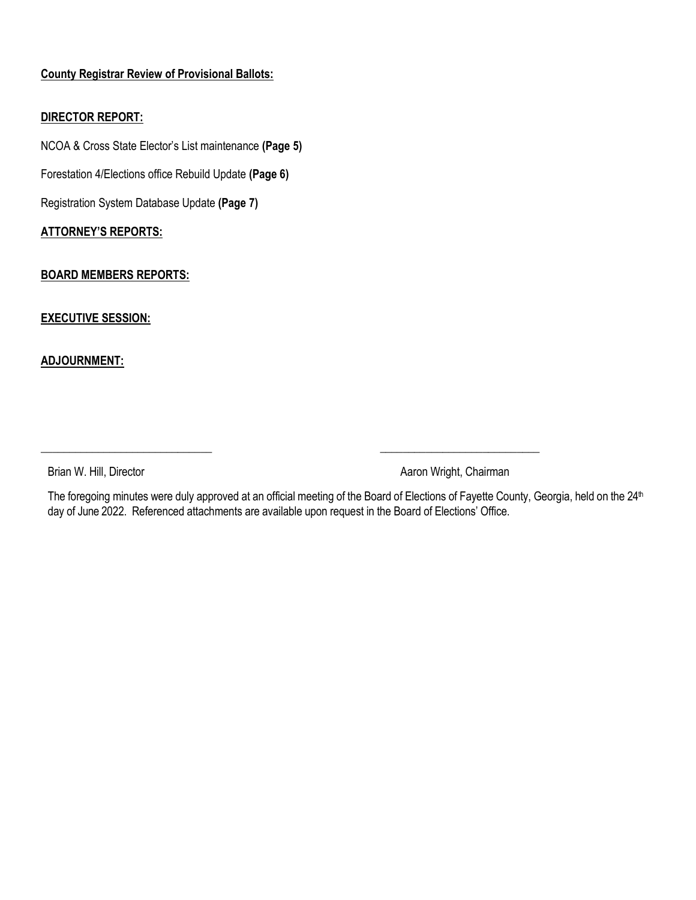**County Registrar Review of Provisional Ballots:**

**DIRECTOR REPORT:**

NCOA & Cross State Elector's List maintenance **(Page 5)**

Forestation 4/Elections office Rebuild Update **(Page 6)**

Registration System Database Update **(Page 7)**

**ATTORNEY'S REPORTS:**

**BOARD MEMBERS REPORTS:**

**EXECUTIVE SESSION:**

**ADJOURNMENT:**

\_\_\_\_\_\_\_\_\_\_\_\_\_\_\_\_\_\_\_\_\_\_\_\_\_\_\_\_\_\_ \_\_\_\_\_\_\_\_\_\_\_\_\_\_\_\_\_\_\_\_\_\_\_\_\_\_\_\_\_\_

Brian W. Hill, Director Aaron Wright, Chairman

The foregoing minutes were duly approved at an official meeting of the Board of Elections of Fayette County, Georgia, held on the 24th day of June 2022. Referenced attachments are available upon request in the Board of Elections' Office.